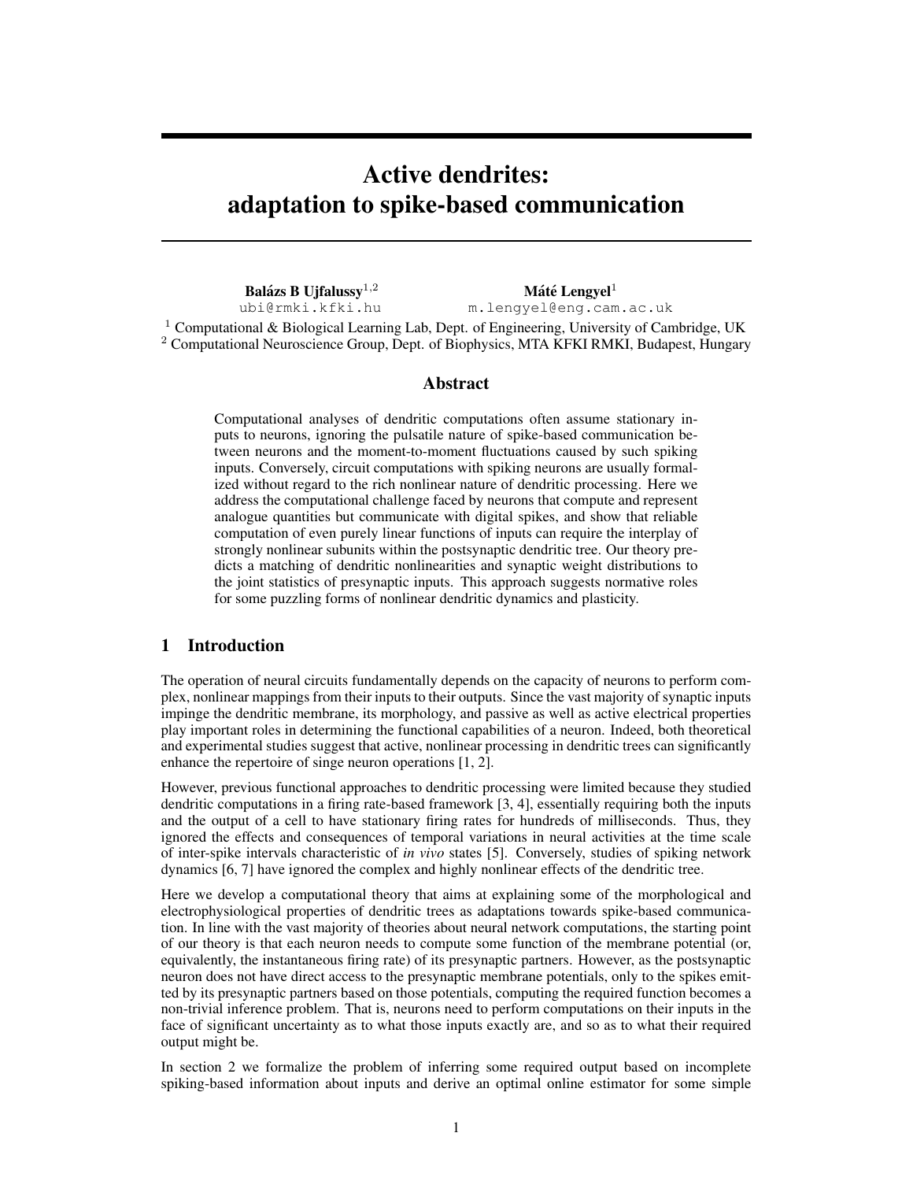// OCR transcription of page 1 — Ujfalussy & Lengyel, "Active dendrites: adaptation to spike-based communication"

# Active dendrites: adaptation to spike-based communication

**Balázs B Ujfalussy**[1,2]
ubi@rmki.kfki.hu

**Máté Lengyel**[1]
m.lengyel@eng.cam.ac.uk

[1] Computational & Biological Learning Lab, Dept. of Engineering, University of Cambridge, UK
[2] Computational Neuroscience Group, Dept. of Biophysics, MTA KFKI RMKI, Budapest, Hungary

## Abstract

Computational analyses of dendritic computations often assume stationary inputs to neurons, ignoring the pulsatile nature of spike-based communication between neurons and the moment-to-moment fluctuations caused by such spiking inputs. Conversely, circuit computations with spiking neurons are usually formalized without regard to the rich nonlinear nature of dendritic processing. Here we address the computational challenge faced by neurons that compute and represent analogue quantities but communicate with digital spikes, and show that reliable computation of even purely linear functions of inputs can require the interplay of strongly nonlinear subunits within the postsynaptic dendritic tree. Our theory predicts a matching of dendritic nonlinearities and synaptic weight distributions to the joint statistics of presynaptic inputs. This approach suggests normative roles for some puzzling forms of nonlinear dendritic dynamics and plasticity.

## 1 Introduction

The operation of neural circuits fundamentally depends on the capacity of neurons to perform complex, nonlinear mappings from their inputs to their outputs. Since the vast majority of synaptic inputs impinge the dendritic membrane, its morphology, and passive as well as active electrical properties play important roles in determining the functional capabilities of a neuron. Indeed, both theoretical and experimental studies suggest that active, nonlinear processing in dendritic trees can significantly enhance the repertoire of singe neuron operations [1, 2].

However, previous functional approaches to dendritic processing were limited because they studied dendritic computations in a firing rate-based framework [3, 4], essentially requiring both the inputs and the output of a cell to have stationary firing rates for hundreds of milliseconds. Thus, they ignored the effects and consequences of temporal variations in neural activities at the time scale of inter-spike intervals characteristic of *in vivo* states [5]. Conversely, studies of spiking network dynamics [6, 7] have ignored the complex and highly nonlinear effects of the dendritic tree.

Here we develop a computational theory that aims at explaining some of the morphological and electrophysiological properties of dendritic trees as adaptations towards spike-based communication. In line with the vast majority of theories about neural network computations, the starting point of our theory is that each neuron needs to compute some function of the membrane potential (or, equivalently, the instantaneous firing rate) of its presynaptic partners. However, as the postsynaptic neuron does not have direct access to the presynaptic membrane potentials, only to the spikes emitted by its presynaptic partners based on those potentials, computing the required function becomes a non-trivial inference problem. That is, neurons need to perform computations on their inputs in the face of significant uncertainty as to what those inputs exactly are, and so as to what their required output might be.

In section 2 we formalize the problem of inferring some required output based on incomplete spiking-based information about inputs and derive an optimal online estimator for some simple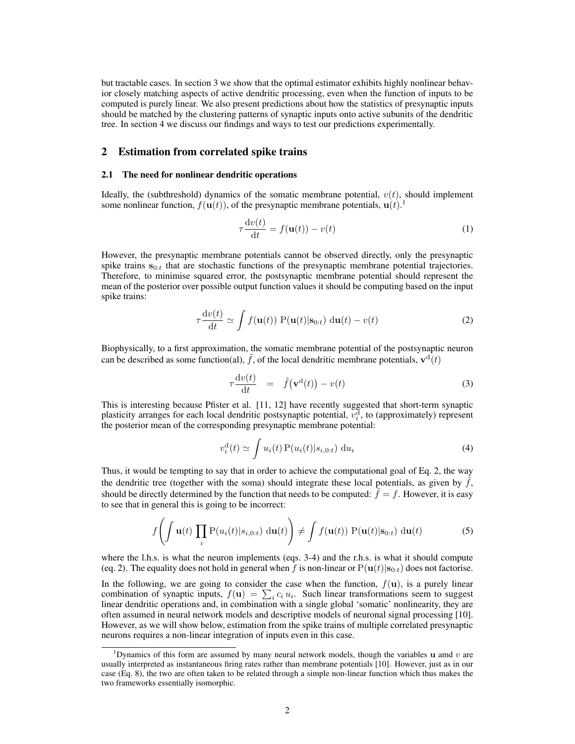but tractable cases. In section 3 we show that the optimal estimator exhibits highly nonlinear behavior closely matching aspects of active dendritic processing, even when the function of inputs to be computed is purely linear. We also present predictions about how the statistics of presynaptic inputs should be matched by the clustering patterns of synaptic inputs onto active subunits of the dendritic tree. In section 4 we discuss our findings and ways to test our predictions experimentally.

## 2 Estimation from correlated spike trains

### 2.1 The need for nonlinear dendritic operations

Ideally, the (subthreshold) dynamics of the somatic membrane potential, $v(t)$, should implement some nonlinear function, $f(\mathbf{u}(t))$, of the presynaptic membrane potentials, $\mathbf{u}(t)$.[1]

$$\tau \frac{\mathrm{d}v(t)}{\mathrm{d}t} = f(\mathbf{u}(t)) - v(t) \tag{1}$$

However, the presynaptic membrane potentials cannot be observed directly, only the presynaptic spike trains $\mathbf{s}_{0:t}$ that are stochastic functions of the presynaptic membrane potential trajectories. Therefore, to minimise squared error, the postsynaptic membrane potential should represent the mean of the posterior over possible output function values it should be computing based on the input spike trains:

$$\tau \frac{\mathrm{d}v(t)}{\mathrm{d}t} \simeq \int f(\mathbf{u}(t)) \; \mathrm{P}(\mathbf{u}(t)|\mathbf{s}_{0:t}) \; \mathrm{d}\mathbf{u}(t) - v(t) \tag{2}$$

Biophysically, to a first approximation, the somatic membrane potential of the postsynaptic neuron can be described as some function(al), $\tilde{f}$, of the local dendritic membrane potentials, $\mathbf{v}^{\mathrm{d}}(t)$

$$\tau \frac{\mathrm{d}v(t)}{\mathrm{d}t} \quad = \quad \tilde{f}\big(\mathbf{v}^{\mathrm{d}}(t)\big) - v(t) \tag{3}$$

This is interesting because Pfister et al. [11, 12] have recently suggested that short-term synaptic plasticity arranges for each local dendritic postsynaptic potential, $v_i^{\mathrm{d}}$, to (approximately) represent the posterior mean of the corresponding presynaptic membrane potential:

$$v_i^{\mathrm{d}}(t) \simeq \int u_i(t) \, \mathrm{P}(u_i(t)|s_{i,0:t}) \; \mathrm{d}u_i \tag{4}$$

Thus, it would be tempting to say that in order to achieve the computational goal of Eq. 2, the way the dendritic tree (together with the soma) should integrate these local potentials, as given by $\tilde{f}$, should be directly determined by the function that needs to be computed: $\tilde{f} = f$. However, it is easy to see that in general this is going to be incorrect:

$$f\left( \int \mathbf{u}(t) \prod_i \mathrm{P}(u_i(t)|s_{i,0:t}) \; \mathrm{d}\mathbf{u}(t) \right) \neq \int f(\mathbf{u}(t)) \; \mathrm{P}(\mathbf{u}(t)|\mathbf{s}_{0:t}) \; \mathrm{d}\mathbf{u}(t) \tag{5}$$

where the l.h.s. is what the neuron implements (eqs. 3-4) and the r.h.s. is what it should compute (eq. 2). The equality does not hold in general when $f$ is non-linear or $\mathrm{P}(\mathbf{u}(t)|\mathbf{s}_{0:t})$ does not factorise.

In the following, we are going to consider the case when the function, $f(\mathbf{u})$, is a purely linear combination of synaptic inputs, $f(\mathbf{u}) = \sum_i c_i \, u_i$. Such linear transformations seem to suggest linear dendritic operations and, in combination with a single global 'somatic' nonlinearity, they are often assumed in neural network models and descriptive models of neuronal signal processing [10]. However, as we will show below, estimation from the spike trains of multiple correlated presynaptic neurons requires a non-linear integration of inputs even in this case.

[1] Dynamics of this form are assumed by many neural network models, though the variables $\mathbf{u}$ amd $v$ are usually interpreted as instantaneous firing rates rather than membrane potentials [10]. However, just as in our case (Eq. 8), the two are often taken to be related through a simple non-linear function which thus makes the two frameworks essentially isomorphic.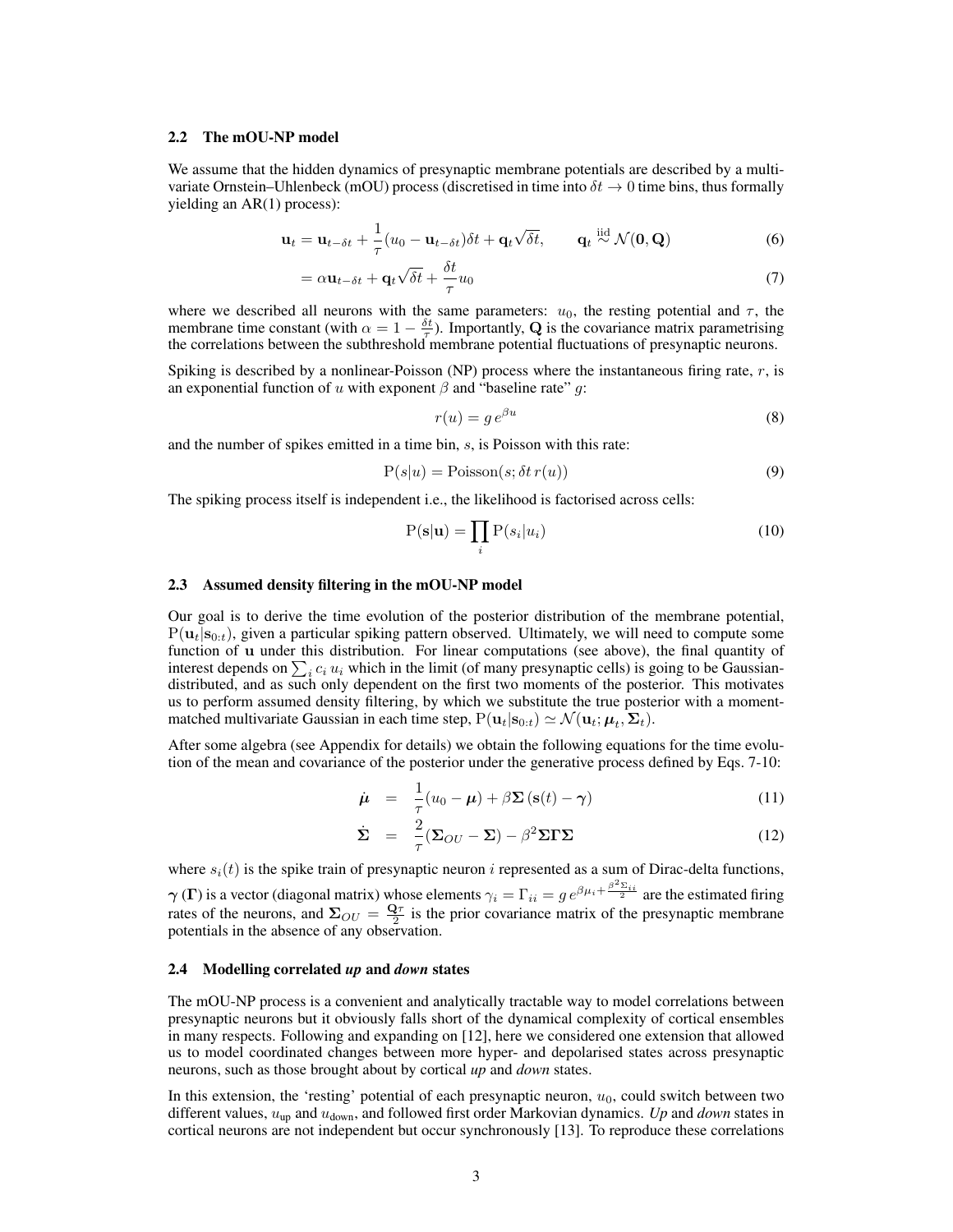### 2.2 The mOU-NP model

We assume that the hidden dynamics of presynaptic membrane potentials are described by a multivariate Ornstein–Uhlenbeck (mOU) process (discretised in time into $\delta t \to 0$ time bins, thus formally yielding an AR(1) process):

$$\mathbf{u}_t = \mathbf{u}_{t-\delta t} + \frac{1}{\tau}(u_0 - \mathbf{u}_{t-\delta t})\delta t + \mathbf{q}_t \sqrt{\delta t}, \qquad \mathbf{q}_t \overset{\text{iid}}{\sim} \mathcal{N}(\mathbf{0}, \mathbf{Q}) \tag{6}$$

$$= \alpha \mathbf{u}_{t-\delta t} + \mathbf{q}_t \sqrt{\delta t} + \frac{\delta t}{\tau} u_0 \tag{7}$$

where we described all neurons with the same parameters: $u_0$, the resting potential and $\tau$, the membrane time constant (with $\alpha = 1 - \frac{\delta t}{\tau}$). Importantly, $\mathbf{Q}$ is the covariance matrix parametrising the correlations between the subthreshold membrane potential fluctuations of presynaptic neurons.

Spiking is described by a nonlinear-Poisson (NP) process where the instantaneous firing rate, $r$, is an exponential function of $u$ with exponent $\beta$ and "baseline rate" $g$:

$$r(u) = g\, e^{\beta u} \tag{8}$$

and the number of spikes emitted in a time bin, $s$, is Poisson with this rate:

$$\mathrm{P}(s|u) = \mathrm{Poisson}(s; \delta t\, r(u)) \tag{9}$$

The spiking process itself is independent i.e., the likelihood is factorised across cells:

$$\mathrm{P}(\mathbf{s}|\mathbf{u}) = \prod_i \mathrm{P}(s_i|u_i) \tag{10}$$

### 2.3 Assumed density filtering in the mOU-NP model

Our goal is to derive the time evolution of the posterior distribution of the membrane potential, $\mathrm{P}(\mathbf{u}_t|\mathbf{s}_{0:t})$, given a particular spiking pattern observed. Ultimately, we will need to compute some function of $\mathbf{u}$ under this distribution. For linear computations (see above), the final quantity of interest depends on $\sum_i c_i\, u_i$ which in the limit (of many presynaptic cells) is going to be Gaussian-distributed, and as such only dependent on the first two moments of the posterior. This motivates us to perform assumed density filtering, by which we substitute the true posterior with a moment-matched multivariate Gaussian in each time step, $\mathrm{P}(\mathbf{u}_t|\mathbf{s}_{0:t}) \simeq \mathcal{N}(\mathbf{u}_t; \boldsymbol{\mu}_t, \boldsymbol{\Sigma}_t)$.

After some algebra (see Appendix for details) we obtain the following equations for the time evolution of the mean and covariance of the posterior under the generative process defined by Eqs. 7-10:

$$\dot{\boldsymbol{\mu}} = \frac{1}{\tau}(u_0 - \boldsymbol{\mu}) + \beta \boldsymbol{\Sigma}\,(\mathbf{s}(t) - \boldsymbol{\gamma}) \tag{11}$$

$$\dot{\boldsymbol{\Sigma}} = \frac{2}{\tau}(\boldsymbol{\Sigma}_{OU} - \boldsymbol{\Sigma}) - \beta^2 \boldsymbol{\Sigma}\boldsymbol{\Gamma}\boldsymbol{\Sigma} \tag{12}$$

where $s_i(t)$ is the spike train of presynaptic neuron $i$ represented as a sum of Dirac-delta functions, $\boldsymbol{\gamma}$ ($\boldsymbol{\Gamma}$) is a vector (diagonal matrix) whose elements $\gamma_i = \Gamma_{ii} = g\, e^{\beta \mu_i + \frac{\beta^2 \Sigma_{ii}}{2}}$ are the estimated firing rates of the neurons, and $\boldsymbol{\Sigma}_{OU} = \frac{\mathbf{Q}\tau}{2}$ is the prior covariance matrix of the presynaptic membrane potentials in the absence of any observation.

### 2.4 Modelling correlated *up* and *down* states

The mOU-NP process is a convenient and analytically tractable way to model correlations between presynaptic neurons but it obviously falls short of the dynamical complexity of cortical ensembles in many respects. Following and expanding on [12], here we considered one extension that allowed us to model coordinated changes between more hyper- and depolarised states across presynaptic neurons, such as those brought about by cortical *up* and *down* states.

In this extension, the 'resting' potential of each presynaptic neuron, $u_0$, could switch between two different values, $u_{\text{up}}$ and $u_{\text{down}}$, and followed first order Markovian dynamics. *Up* and *down* states in cortical neurons are not independent but occur synchronously [13]. To reproduce these correlations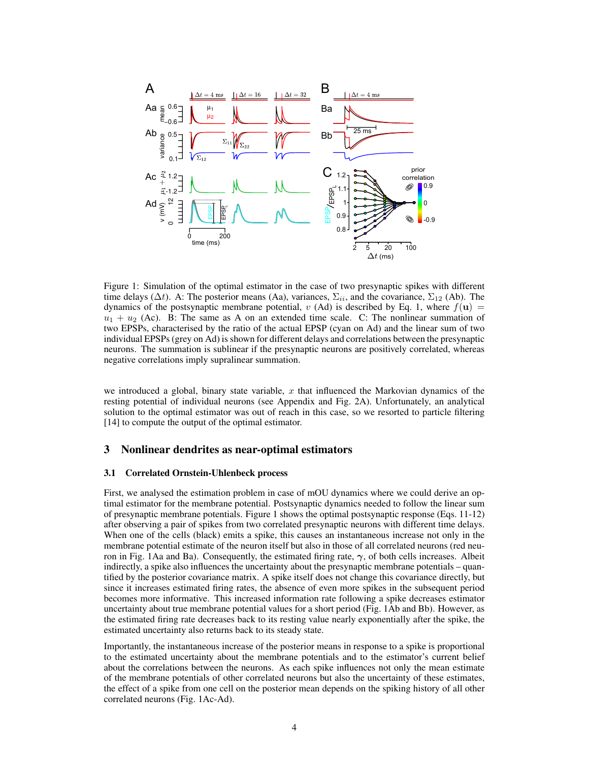Figure 1: Simulation of the optimal estimator in the case of two presynaptic spikes with different time delays ($\Delta t$). A: The posterior means (Aa), variances, $\Sigma_{ii}$, and the covariance, $\Sigma_{12}$ (Ab). The dynamics of the postsynaptic membrane potential, $v$ (Ad) is described by Eq. 1, where $f(\mathbf{u}) = u_1 + u_2$ (Ac). B: The same as A on an extended time scale. C: The nonlinear summation of two EPSPs, characterised by the ratio of the actual EPSP (cyan on Ad) and the linear sum of two individual EPSPs (grey on Ad) is shown for different delays and correlations between the presynaptic neurons. The summation is sublinear if the presynaptic neurons are positively correlated, whereas negative correlations imply supralinear summation.

we introduced a global, binary state variable, $x$ that influenced the Markovian dynamics of the resting potential of individual neurons (see Appendix and Fig. 2A). Unfortunately, an analytical solution to the optimal estimator was out of reach in this case, so we resorted to particle filtering [14] to compute the output of the optimal estimator.

## 3 Nonlinear dendrites as near-optimal estimators

### 3.1 Correlated Ornstein-Uhlenbeck process

First, we analysed the estimation problem in case of mOU dynamics where we could derive an optimal estimator for the membrane potential. Postsynaptic dynamics needed to follow the linear sum of presynaptic membrane potentials. Figure 1 shows the optimal postsynaptic response (Eqs. 11-12) after observing a pair of spikes from two correlated presynaptic neurons with different time delays. When one of the cells (black) emits a spike, this causes an instantaneous increase not only in the membrane potential estimate of the neuron itself but also in those of all correlated neurons (red neuron in Fig. 1Aa and Ba). Consequently, the estimated firing rate, $\gamma$, of both cells increases. Albeit indirectly, a spike also influences the uncertainty about the presynaptic membrane potentials – quantified by the posterior covariance matrix. A spike itself does not change this covariance directly, but since it increases estimated firing rates, the absence of even more spikes in the subsequent period becomes more informative. This increased information rate following a spike decreases estimator uncertainty about true membrane potential values for a short period (Fig. 1Ab and Bb). However, as the estimated firing rate decreases back to its resting value nearly exponentially after the spike, the estimated uncertainty also returns back to its steady state.

Importantly, the instantaneous increase of the posterior means in response to a spike is proportional to the estimated uncertainty about the membrane potentials and to the estimator's current belief about the correlations between the neurons. As each spike influences not only the mean estimate of the membrane potentials of other correlated neurons but also the uncertainty of these estimates, the effect of a spike from one cell on the posterior mean depends on the spiking history of all other correlated neurons (Fig. 1Ac-Ad).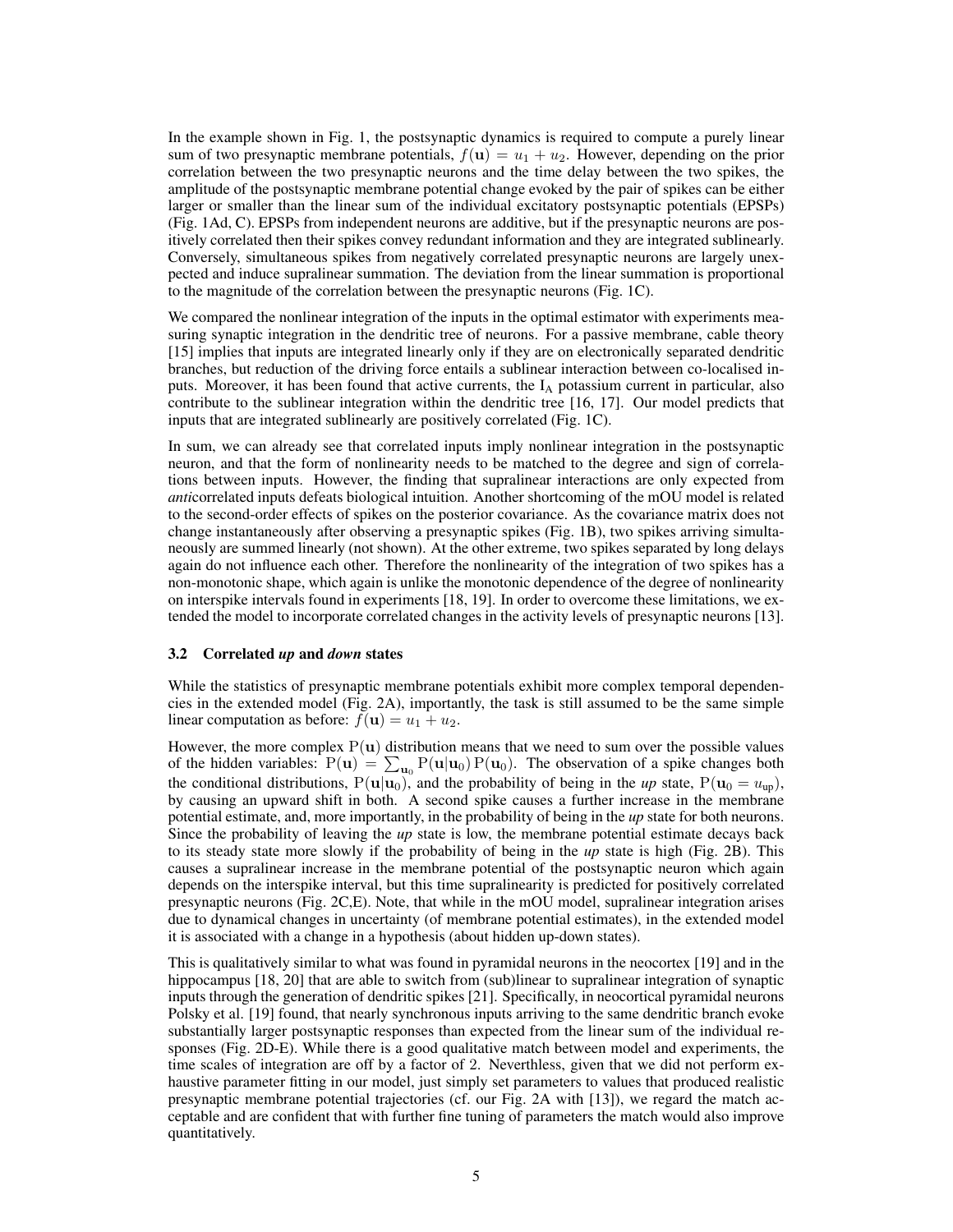In the example shown in Fig. 1, the postsynaptic dynamics is required to compute a purely linear sum of two presynaptic membrane potentials, $f(\mathbf{u}) = u_1 + u_2$. However, depending on the prior correlation between the two presynaptic neurons and the time delay between the two spikes, the amplitude of the postsynaptic membrane potential change evoked by the pair of spikes can be either larger or smaller than the linear sum of the individual excitatory postsynaptic potentials (EPSPs) (Fig. 1Ad, C). EPSPs from independent neurons are additive, but if the presynaptic neurons are positively correlated then their spikes convey redundant information and they are integrated sublinearly. Conversely, simultaneous spikes from negatively correlated presynaptic neurons are largely unexpected and induce supralinear summation. The deviation from the linear summation is proportional to the magnitude of the correlation between the presynaptic neurons (Fig. 1C).

We compared the nonlinear integration of the inputs in the optimal estimator with experiments measuring synaptic integration in the dendritic tree of neurons. For a passive membrane, cable theory [15] implies that inputs are integrated linearly only if they are on electronically separated dendritic branches, but reduction of the driving force entails a sublinear interaction between co-localised inputs. Moreover, it has been found that active currents, the $\mathrm{I_A}$ potassium current in particular, also contribute to the sublinear integration within the dendritic tree [16, 17]. Our model predicts that inputs that are integrated sublinearly are positively correlated (Fig. 1C).

In sum, we can already see that correlated inputs imply nonlinear integration in the postsynaptic neuron, and that the form of nonlinearity needs to be matched to the degree and sign of correlations between inputs. However, the finding that supralinear interactions are only expected from *anti*correlated inputs defeats biological intuition. Another shortcoming of the mOU model is related to the second-order effects of spikes on the posterior covariance. As the covariance matrix does not change instantaneously after observing a presynaptic spikes (Fig. 1B), two spikes arriving simultaneously are summed linearly (not shown). At the other extreme, two spikes separated by long delays again do not influence each other. Therefore the nonlinearity of the integration of two spikes has a non-monotonic shape, which again is unlike the monotonic dependence of the degree of nonlinearity on interspike intervals found in experiments [18, 19]. In order to overcome these limitations, we extended the model to incorporate correlated changes in the activity levels of presynaptic neurons [13].

### 3.2 Correlated *up* and *down* states

While the statistics of presynaptic membrane potentials exhibit more complex temporal dependencies in the extended model (Fig. 2A), importantly, the task is still assumed to be the same simple linear computation as before: $f(\mathbf{u}) = u_1 + u_2$.

However, the more complex $\mathrm{P}(\mathbf{u})$ distribution means that we need to sum over the possible values of the hidden variables: $\mathrm{P}(\mathbf{u}) = \sum_{\mathbf{u}_0} \mathrm{P}(\mathbf{u}|\mathbf{u}_0)\,\mathrm{P}(\mathbf{u}_0)$. The observation of a spike changes both the conditional distributions, $\mathrm{P}(\mathbf{u}|\mathbf{u}_0)$, and the probability of being in the *up* state, $\mathrm{P}(\mathbf{u}_0 = u_{\mathrm{up}})$, by causing an upward shift in both. A second spike causes a further increase in the membrane potential estimate, and, more importantly, in the probability of being in the *up* state for both neurons. Since the probability of leaving the *up* state is low, the membrane potential estimate decays back to its steady state more slowly if the probability of being in the *up* state is high (Fig. 2B). This causes a supralinear increase in the membrane potential of the postsynaptic neuron which again depends on the interspike interval, but this time supralinearity is predicted for positively correlated presynaptic neurons (Fig. 2C,E). Note, that while in the mOU model, supralinear integration arises due to dynamical changes in uncertainty (of membrane potential estimates), in the extended model it is associated with a change in a hypothesis (about hidden up-down states).

This is qualitatively similar to what was found in pyramidal neurons in the neocortex [19] and in the hippocampus [18, 20] that are able to switch from (sub)linear to supralinear integration of synaptic inputs through the generation of dendritic spikes [21]. Specifically, in neocortical pyramidal neurons Polsky et al. [19] found, that nearly synchronous inputs arriving to the same dendritic branch evoke substantially larger postsynaptic responses than expected from the linear sum of the individual responses (Fig. 2D-E). While there is a good qualitative match between model and experiments, the time scales of integration are off by a factor of 2. Neverthless, given that we did not perform exhaustive parameter fitting in our model, just simply set parameters to values that produced realistic presynaptic membrane potential trajectories (cf. our Fig. 2A with [13]), we regard the match acceptable and are confident that with further fine tuning of parameters the match would also improve quantitatively.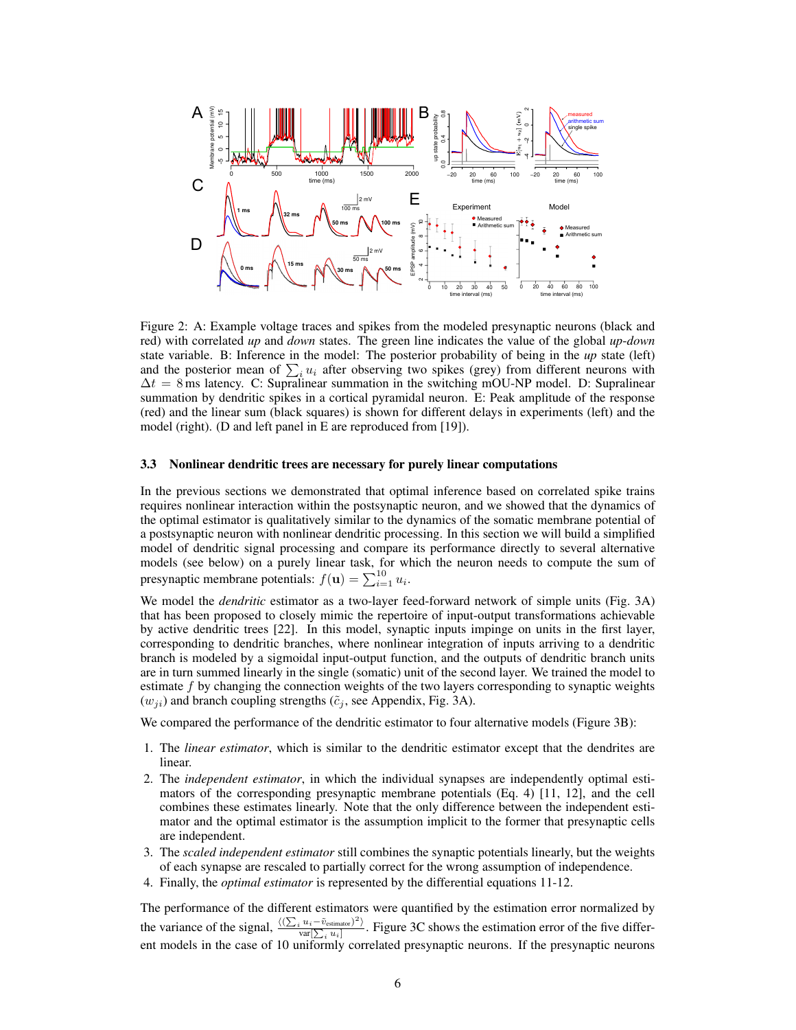Figure 2: A: Example voltage traces and spikes from the modeled presynaptic neurons (black and red) with correlated *up* and *down* states. The green line indicates the value of the global *up-down* state variable. B: Inference in the model: The posterior probability of being in the *up* state (left) and the posterior mean of $\sum_i u_i$ after observing two spikes (grey) from different neurons with $\Delta t = 8$ ms latency. C: Supralinear summation in the switching mOU-NP model. D: Supralinear summation by dendritic spikes in a cortical pyramidal neuron. E: Peak amplitude of the response (red) and the linear sum (black squares) is shown for different delays in experiments (left) and the model (right). (D and left panel in E are reproduced from [19]).

### 3.3 Nonlinear dendritic trees are necessary for purely linear computations

In the previous sections we demonstrated that optimal inference based on correlated spike trains requires nonlinear interaction within the postsynaptic neuron, and we showed that the dynamics of the optimal estimator is qualitatively similar to the dynamics of the somatic membrane potential of a postsynaptic neuron with nonlinear dendritic processing. In this section we will build a simplified model of dendritic signal processing and compare its performance directly to several alternative models (see below) on a purely linear task, for which the neuron needs to compute the sum of presynaptic membrane potentials: $f(\mathbf{u}) = \sum_{i=1}^{10} u_i$.

We model the *dendritic* estimator as a two-layer feed-forward network of simple units (Fig. 3A) that has been proposed to closely mimic the repertoire of input-output transformations achievable by active dendritic trees [22]. In this model, synaptic inputs impinge on units in the first layer, corresponding to dendritic branches, where nonlinear integration of inputs arriving to a dendritic branch is modeled by a sigmoidal input-output function, and the outputs of dendritic branch units are in turn summed linearly in the single (somatic) unit of the second layer. We trained the model to estimate $f$ by changing the connection weights of the two layers corresponding to synaptic weights ($w_{ji}$) and branch coupling strengths ($\tilde{c}_j$, see Appendix, Fig. 3A).

We compared the performance of the dendritic estimator to four alternative models (Figure 3B):

1. The *linear estimator*, which is similar to the dendritic estimator except that the dendrites are linear.
2. The *independent estimator*, in which the individual synapses are independently optimal estimators of the corresponding presynaptic membrane potentials (Eq. 4) [11, 12], and the cell combines these estimates linearly. Note that the only difference between the independent estimator and the optimal estimator is the assumption implicit to the former that presynaptic cells are independent.
3. The *scaled independent estimator* still combines the synaptic potentials linearly, but the weights of each synapse are rescaled to partially correct for the wrong assumption of independence.
4. Finally, the *optimal estimator* is represented by the differential equations 11-12.

The performance of the different estimators were quantified by the estimation error normalized by the variance of the signal, $\frac{\langle(\sum_i u_i - \tilde{v}_{\text{estimator}})^2\rangle}{\text{var}[\sum_i u_i]}$. Figure 3C shows the estimation error of the five different models in the case of 10 uniformly correlated presynaptic neurons. If the presynaptic neurons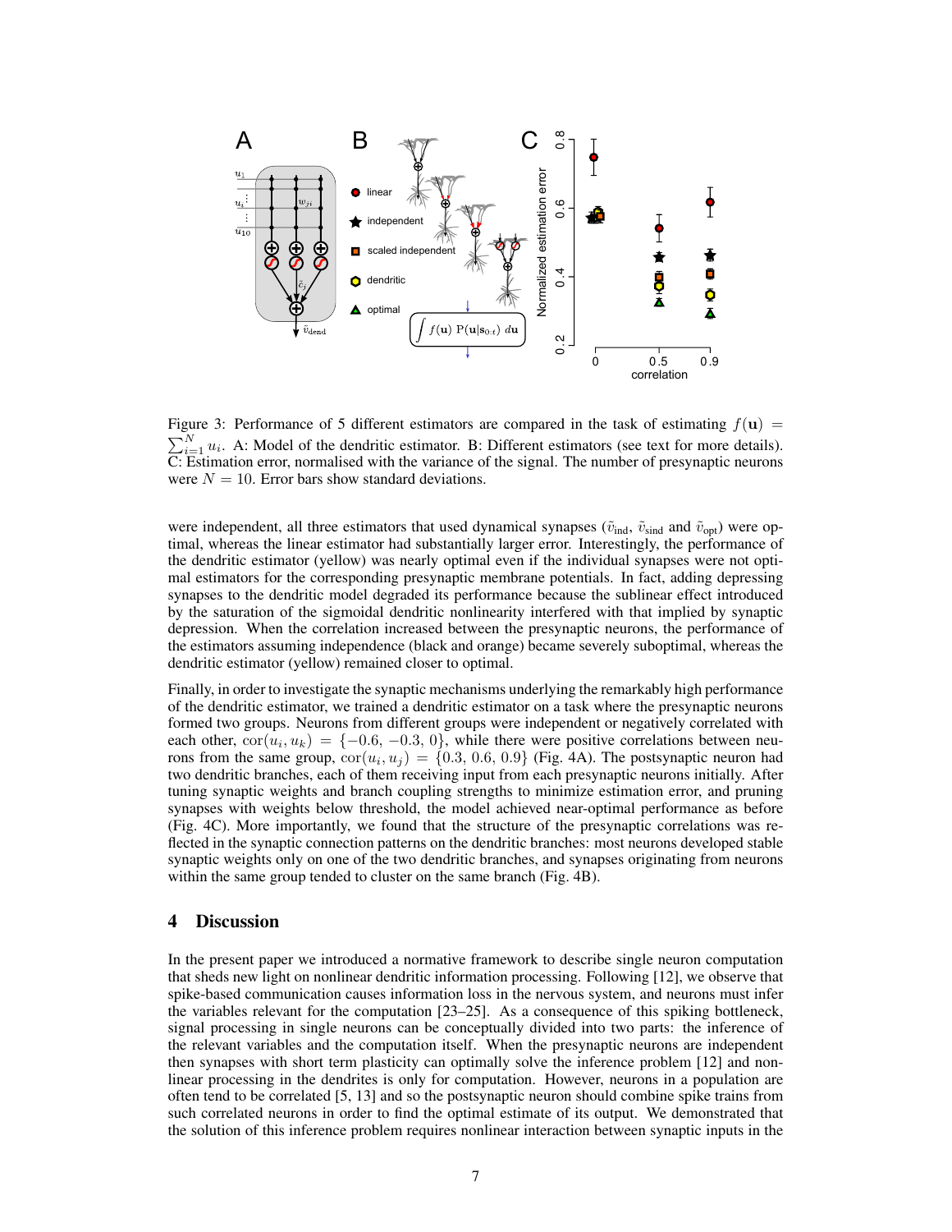Figure 3: Performance of 5 different estimators are compared in the task of estimating $f(\mathbf{u}) = \sum_{i=1}^{N} u_i$. A: Model of the dendritic estimator. B: Different estimators (see text for more details). C: Estimation error, normalised with the variance of the signal. The number of presynaptic neurons were $N = 10$. Error bars show standard deviations.

were independent, all three estimators that used dynamical synapses ($\tilde{v}_{\text{ind}}$, $\tilde{v}_{\text{sind}}$ and $\tilde{v}_{\text{opt}}$) were optimal, whereas the linear estimator had substantially larger error. Interestingly, the performance of the dendritic estimator (yellow) was nearly optimal even if the individual synapses were not optimal estimators for the corresponding presynaptic membrane potentials. In fact, adding depressing synapses to the dendritic model degraded its performance because the sublinear effect introduced by the saturation of the sigmoidal dendritic nonlinearity interfered with that implied by synaptic depression. When the correlation increased between the presynaptic neurons, the performance of the estimators assuming independence (black and orange) became severely suboptimal, whereas the dendritic estimator (yellow) remained closer to optimal.

Finally, in order to investigate the synaptic mechanisms underlying the remarkably high performance of the dendritic estimator, we trained a dendritic estimator on a task where the presynaptic neurons formed two groups. Neurons from different groups were independent or negatively correlated with each other, $\text{cor}(u_i, u_k) = \{-0.6, -0.3, 0\}$, while there were positive correlations between neurons from the same group, $\text{cor}(u_i, u_j) = \{0.3, 0.6, 0.9\}$ (Fig. 4A). The postsynaptic neuron had two dendritic branches, each of them receiving input from each presynaptic neurons initially. After tuning synaptic weights and branch coupling strengths to minimize estimation error, and pruning synapses with weights below threshold, the model achieved near-optimal performance as before (Fig. 4C). More importantly, we found that the structure of the presynaptic correlations was reflected in the synaptic connection patterns on the dendritic branches: most neurons developed stable synaptic weights only on one of the two dendritic branches, and synapses originating from neurons within the same group tended to cluster on the same branch (Fig. 4B).

## 4 Discussion

In the present paper we introduced a normative framework to describe single neuron computation that sheds new light on nonlinear dendritic information processing. Following [12], we observe that spike-based communication causes information loss in the nervous system, and neurons must infer the variables relevant for the computation [23–25]. As a consequence of this spiking bottleneck, signal processing in single neurons can be conceptually divided into two parts: the inference of the relevant variables and the computation itself. When the presynaptic neurons are independent then synapses with short term plasticity can optimally solve the inference problem [12] and nonlinear processing in the dendrites is only for computation. However, neurons in a population are often tend to be correlated [5, 13] and so the postsynaptic neuron should combine spike trains from such correlated neurons in order to find the optimal estimate of its output. We demonstrated that the solution of this inference problem requires nonlinear interaction between synaptic inputs in the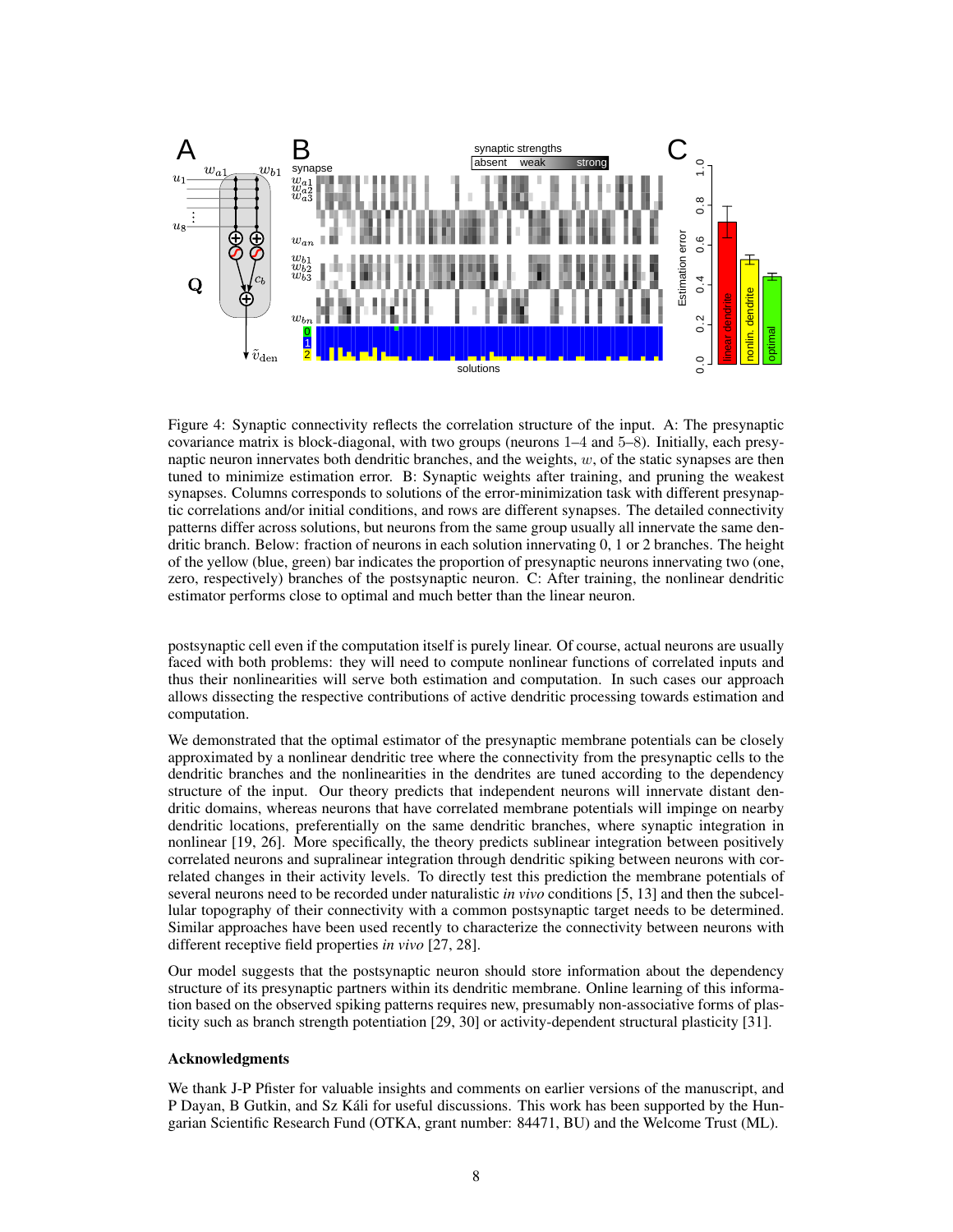Figure 4: Synaptic connectivity reflects the correlation structure of the input. A: The presynaptic covariance matrix is block-diagonal, with two groups (neurons 1–4 and 5–8). Initially, each presynaptic neuron innervates both dendritic branches, and the weights, $w$, of the static synapses are then tuned to minimize estimation error. B: Synaptic weights after training, and pruning the weakest synapses. Columns corresponds to solutions of the error-minimization task with different presynaptic correlations and/or initial conditions, and rows are different synapses. The detailed connectivity patterns differ across solutions, but neurons from the same group usually all innervate the same dendritic branch. Below: fraction of neurons in each solution innervating 0, 1 or 2 branches. The height of the yellow (blue, green) bar indicates the proportion of presynaptic neurons innervating two (one, zero, respectively) branches of the postsynaptic neuron. C: After training, the nonlinear dendritic estimator performs close to optimal and much better than the linear neuron.

postsynaptic cell even if the computation itself is purely linear. Of course, actual neurons are usually faced with both problems: they will need to compute nonlinear functions of correlated inputs and thus their nonlinearities will serve both estimation and computation. In such cases our approach allows dissecting the respective contributions of active dendritic processing towards estimation and computation.

We demonstrated that the optimal estimator of the presynaptic membrane potentials can be closely approximated by a nonlinear dendritic tree where the connectivity from the presynaptic cells to the dendritic branches and the nonlinearities in the dendrites are tuned according to the dependency structure of the input. Our theory predicts that independent neurons will innervate distant dendritic domains, whereas neurons that have correlated membrane potentials will impinge on nearby dendritic locations, preferentially on the same dendritic branches, where synaptic integration in nonlinear [19, 26]. More specifically, the theory predicts sublinear integration between positively correlated neurons and supralinear integration through dendritic spiking between neurons with correlated changes in their activity levels. To directly test this prediction the membrane potentials of several neurons need to be recorded under naturalistic *in vivo* conditions [5, 13] and then the subcellular topography of their connectivity with a common postsynaptic target needs to be determined. Similar approaches have been used recently to characterize the connectivity between neurons with different receptive field properties *in vivo* [27, 28].

Our model suggests that the postsynaptic neuron should store information about the dependency structure of its presynaptic partners within its dendritic membrane. Online learning of this information based on the observed spiking patterns requires new, presumably non-associative forms of plasticity such as branch strength potentiation [29, 30] or activity-dependent structural plasticity [31].

### Acknowledgments

We thank J-P Pfister for valuable insights and comments on earlier versions of the manuscript, and P Dayan, B Gutkin, and Sz Káli for useful discussions. This work has been supported by the Hungarian Scientific Research Fund (OTKA, grant number: 84471, BU) and the Welcome Trust (ML).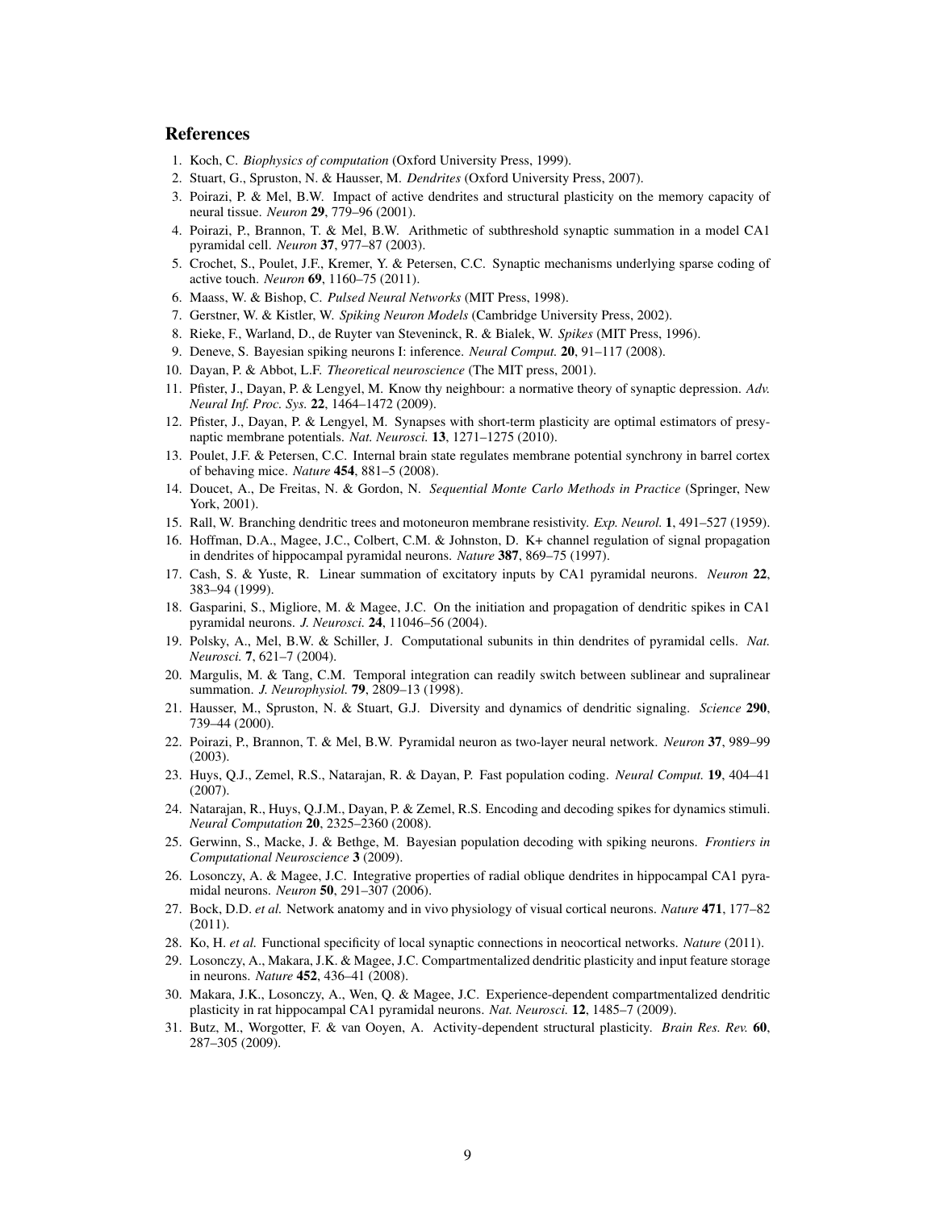## References

1. Koch, C. *Biophysics of computation* (Oxford University Press, 1999).
2. Stuart, G., Spruston, N. & Hausser, M. *Dendrites* (Oxford University Press, 2007).
3. Poirazi, P. & Mel, B.W. Impact of active dendrites and structural plasticity on the memory capacity of neural tissue. *Neuron* **29**, 779–96 (2001).
4. Poirazi, P., Brannon, T. & Mel, B.W. Arithmetic of subthreshold synaptic summation in a model CA1 pyramidal cell. *Neuron* **37**, 977–87 (2003).
5. Crochet, S., Poulet, J.F., Kremer, Y. & Petersen, C.C. Synaptic mechanisms underlying sparse coding of active touch. *Neuron* **69**, 1160–75 (2011).
6. Maass, W. & Bishop, C. *Pulsed Neural Networks* (MIT Press, 1998).
7. Gerstner, W. & Kistler, W. *Spiking Neuron Models* (Cambridge University Press, 2002).
8. Rieke, F., Warland, D., de Ruyter van Steveninck, R. & Bialek, W. *Spikes* (MIT Press, 1996).
9. Deneve, S. Bayesian spiking neurons I: inference. *Neural Comput.* **20**, 91–117 (2008).
10. Dayan, P. & Abbot, L.F. *Theoretical neuroscience* (The MIT press, 2001).
11. Pfister, J., Dayan, P. & Lengyel, M. Know thy neighbour: a normative theory of synaptic depression. *Adv. Neural Inf. Proc. Sys.* **22**, 1464–1472 (2009).
12. Pfister, J., Dayan, P. & Lengyel, M. Synapses with short-term plasticity are optimal estimators of presynaptic membrane potentials. *Nat. Neurosci.* **13**, 1271–1275 (2010).
13. Poulet, J.F. & Petersen, C.C. Internal brain state regulates membrane potential synchrony in barrel cortex of behaving mice. *Nature* **454**, 881–5 (2008).
14. Doucet, A., De Freitas, N. & Gordon, N. *Sequential Monte Carlo Methods in Practice* (Springer, New York, 2001).
15. Rall, W. Branching dendritic trees and motoneuron membrane resistivity. *Exp. Neurol.* **1**, 491–527 (1959).
16. Hoffman, D.A., Magee, J.C., Colbert, C.M. & Johnston, D. K+ channel regulation of signal propagation in dendrites of hippocampal pyramidal neurons. *Nature* **387**, 869–75 (1997).
17. Cash, S. & Yuste, R. Linear summation of excitatory inputs by CA1 pyramidal neurons. *Neuron* **22**, 383–94 (1999).
18. Gasparini, S., Migliore, M. & Magee, J.C. On the initiation and propagation of dendritic spikes in CA1 pyramidal neurons. *J. Neurosci.* **24**, 11046–56 (2004).
19. Polsky, A., Mel, B.W. & Schiller, J. Computational subunits in thin dendrites of pyramidal cells. *Nat. Neurosci.* **7**, 621–7 (2004).
20. Margulis, M. & Tang, C.M. Temporal integration can readily switch between sublinear and supralinear summation. *J. Neurophysiol.* **79**, 2809–13 (1998).
21. Hausser, M., Spruston, N. & Stuart, G.J. Diversity and dynamics of dendritic signaling. *Science* **290**, 739–44 (2000).
22. Poirazi, P., Brannon, T. & Mel, B.W. Pyramidal neuron as two-layer neural network. *Neuron* **37**, 989–99 (2003).
23. Huys, Q.J., Zemel, R.S., Natarajan, R. & Dayan, P. Fast population coding. *Neural Comput.* **19**, 404–41 (2007).
24. Natarajan, R., Huys, Q.J.M., Dayan, P. & Zemel, R.S. Encoding and decoding spikes for dynamics stimuli. *Neural Computation* **20**, 2325–2360 (2008).
25. Gerwinn, S., Macke, J. & Bethge, M. Bayesian population decoding with spiking neurons. *Frontiers in Computational Neuroscience* **3** (2009).
26. Losonczy, A. & Magee, J.C. Integrative properties of radial oblique dendrites in hippocampal CA1 pyramidal neurons. *Neuron* **50**, 291–307 (2006).
27. Bock, D.D. *et al.* Network anatomy and in vivo physiology of visual cortical neurons. *Nature* **471**, 177–82 (2011).
28. Ko, H. *et al.* Functional specificity of local synaptic connections in neocortical networks. *Nature* (2011).
29. Losonczy, A., Makara, J.K. & Magee, J.C. Compartmentalized dendritic plasticity and input feature storage in neurons. *Nature* **452**, 436–41 (2008).
30. Makara, J.K., Losonczy, A., Wen, Q. & Magee, J.C. Experience-dependent compartmentalized dendritic plasticity in rat hippocampal CA1 pyramidal neurons. *Nat. Neurosci.* **12**, 1485–7 (2009).
31. Butz, M., Worgotter, F. & van Ooyen, A. Activity-dependent structural plasticity. *Brain Res. Rev.* **60**, 287–305 (2009).